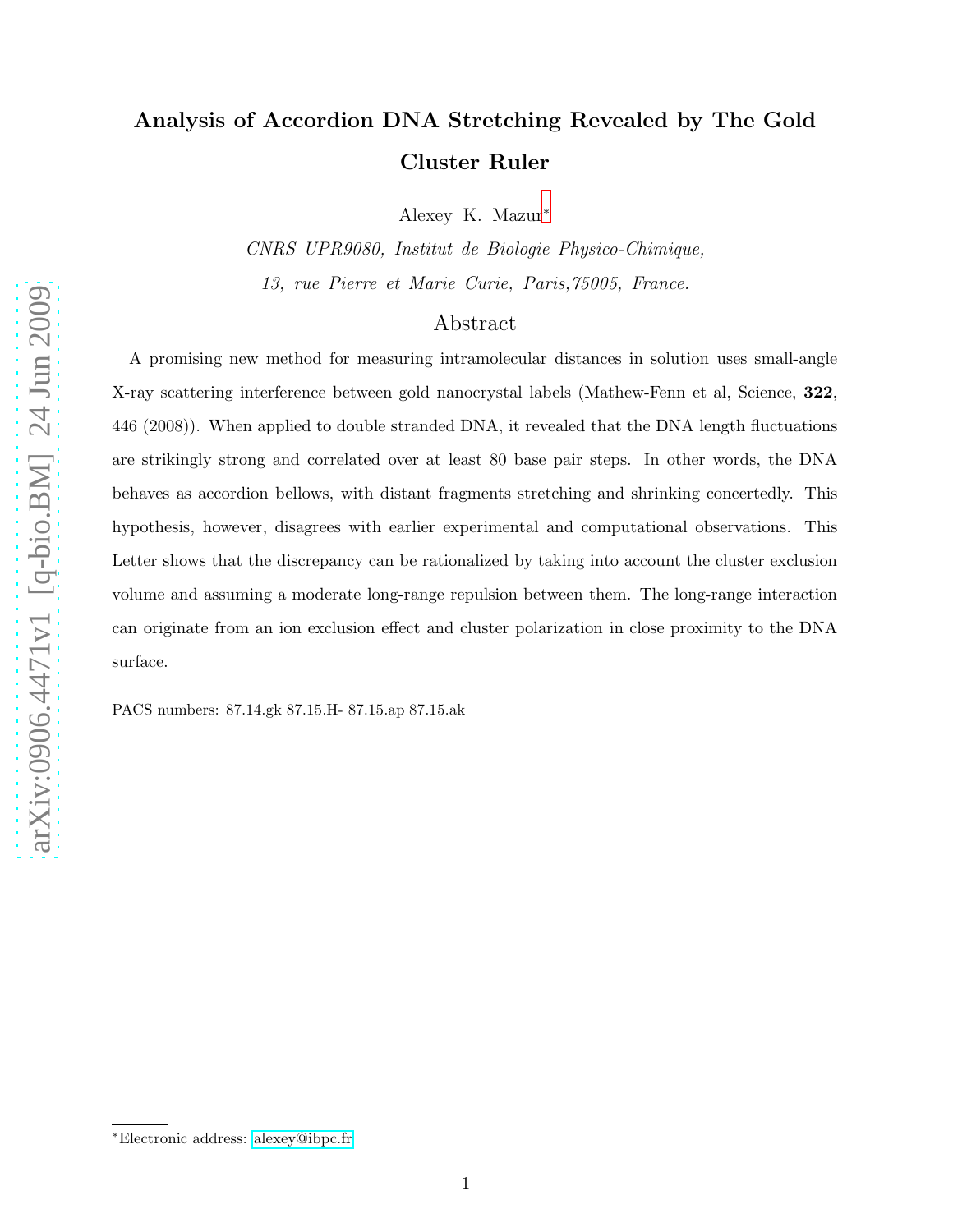# Analysis of Accordion DNA Stretching Revealed by The Gold Cluster Ruler

Alexey K. Mazur*

*CNRS UPR9080, Institut de Biologie Physico-Chimique,*
*13, rue Pierre et Marie Curie, Paris,75005, France.*

## Abstract

A promising new method for measuring intramolecular distances in solution uses small-angle X-ray scattering interference between gold nanocrystal labels (Mathew-Fenn et al, Science, **322**, 446 (2008)). When applied to double stranded DNA, it revealed that the DNA length fluctuations are strikingly strong and correlated over at least 80 base pair steps. In other words, the DNA behaves as accordion bellows, with distant fragments stretching and shrinking concertedly. This hypothesis, however, disagrees with earlier experimental and computational observations. This Letter shows that the discrepancy can be rationalized by taking into account the cluster exclusion volume and assuming a moderate long-range repulsion between them. The long-range interaction can originate from an ion exclusion effect and cluster polarization in close proximity to the DNA surface.

PACS numbers: 87.14.gk 87.15.H- 87.15.ap 87.15.ak

*Electronic address: alexey@ibpc.fr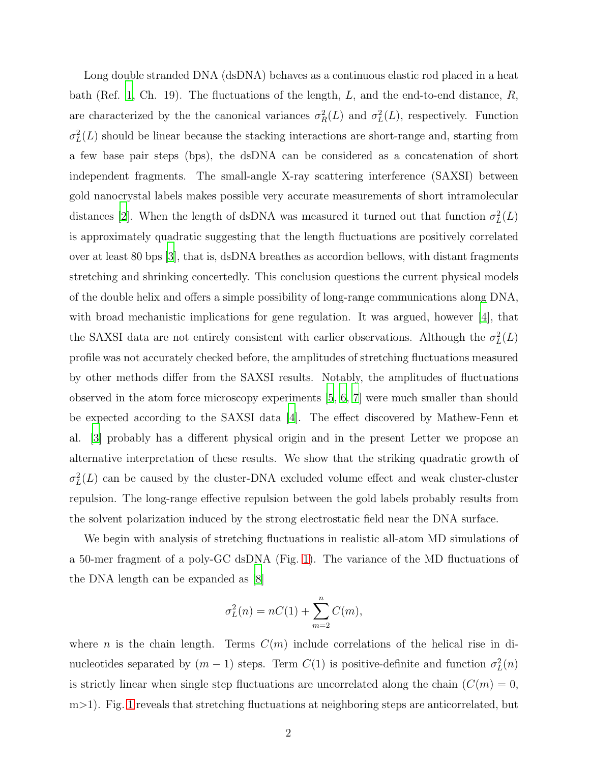Long double stranded DNA (dsDNA) behaves as a continuous elastic rod placed in a heat bath (Ref. [1], Ch. 19). The fluctuations of the length, $L$, and the end-to-end distance, $R$, are characterized by the the canonical variances $\sigma_R^2(L)$ and $\sigma_L^2(L)$, respectively. Function $\sigma_L^2(L)$ should be linear because the stacking interactions are short-range and, starting from a few base pair steps (bps), the dsDNA can be considered as a concatenation of short independent fragments. The small-angle X-ray scattering interference (SAXSI) between gold nanocrystal labels makes possible very accurate measurements of short intramolecular distances [2]. When the length of dsDNA was measured it turned out that function $\sigma_L^2(L)$ is approximately quadratic suggesting that the length fluctuations are positively correlated over at least 80 bps [3], that is, dsDNA breathes as accordion bellows, with distant fragments stretching and shrinking concertedly. This conclusion questions the current physical models of the double helix and offers a simple possibility of long-range communications along DNA, with broad mechanistic implications for gene regulation. It was argued, however [4], that the SAXSI data are not entirely consistent with earlier observations. Although the $\sigma_L^2(L)$ profile was not accurately checked before, the amplitudes of stretching fluctuations measured by other methods differ from the SAXSI results. Notably, the amplitudes of fluctuations observed in the atom force microscopy experiments [5, 6, 7] were much smaller than should be expected according to the SAXSI data [4]. The effect discovered by Mathew-Fenn et al. [3] probably has a different physical origin and in the present Letter we propose an alternative interpretation of these results. We show that the striking quadratic growth of $\sigma_L^2(L)$ can be caused by the cluster-DNA excluded volume effect and weak cluster-cluster repulsion. The long-range effective repulsion between the gold labels probably results from the solvent polarization induced by the strong electrostatic field near the DNA surface.

We begin with analysis of stretching fluctuations in realistic all-atom MD simulations of a 50-mer fragment of a poly-GC dsDNA (Fig. 1). The variance of the MD fluctuations of the DNA length can be expanded as [8]

$$\sigma_L^2(n) = nC(1) + \sum_{m=2}^{n} C(m),$$

where $n$ is the chain length. Terms $C(m)$ include correlations of the helical rise in dinucleotides separated by $(m-1)$ steps. Term $C(1)$ is positive-definite and function $\sigma_L^2(n)$ is strictly linear when single step fluctuations are uncorrelated along the chain ($C(m) = 0$, m>1). Fig. 1 reveals that stretching fluctuations at neighboring steps are anticorrelated, but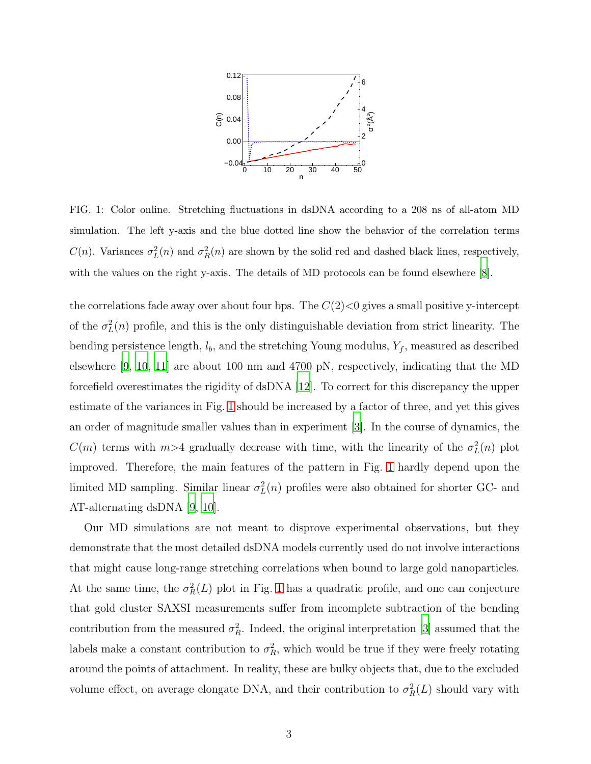FIG. 1: Color online. Stretching fluctuations in dsDNA according to a 208 ns of all-atom MD simulation. The left y-axis and the blue dotted line show the behavior of the correlation terms $C(n)$. Variances $\sigma_L^2(n)$ and $\sigma_R^2(n)$ are shown by the solid red and dashed black lines, respectively, with the values on the right y-axis. The details of MD protocols can be found elsewhere [8].

the correlations fade away over about four bps. The $C(2){<}0$ gives a small positive y-intercept of the $\sigma_L^2(n)$ profile, and this is the only distinguishable deviation from strict linearity. The bending persistence length, $l_b$, and the stretching Young modulus, $Y_f$, measured as described elsewhere [9, 10, 11] are about 100 nm and 4700 pN, respectively, indicating that the MD forcefield overestimates the rigidity of dsDNA [12]. To correct for this discrepancy the upper estimate of the variances in Fig. 1 should be increased by a factor of three, and yet this gives an order of magnitude smaller values than in experiment [3]. In the course of dynamics, the $C(m)$ terms with $m{>}4$ gradually decrease with time, with the linearity of the $\sigma_L^2(n)$ plot improved. Therefore, the main features of the pattern in Fig. 1 hardly depend upon the limited MD sampling. Similar linear $\sigma_L^2(n)$ profiles were also obtained for shorter GC- and AT-alternating dsDNA [9, 10].

Our MD simulations are not meant to disprove experimental observations, but they demonstrate that the most detailed dsDNA models currently used do not involve interactions that might cause long-range stretching correlations when bound to large gold nanoparticles. At the same time, the $\sigma_R^2(L)$ plot in Fig. 1 has a quadratic profile, and one can conjecture that gold cluster SAXSI measurements suffer from incomplete subtraction of the bending contribution from the measured $\sigma_R^2$. Indeed, the original interpretation [3] assumed that the labels make a constant contribution to $\sigma_R^2$, which would be true if they were freely rotating around the points of attachment. In reality, these are bulky objects that, due to the excluded volume effect, on average elongate DNA, and their contribution to $\sigma_R^2(L)$ should vary with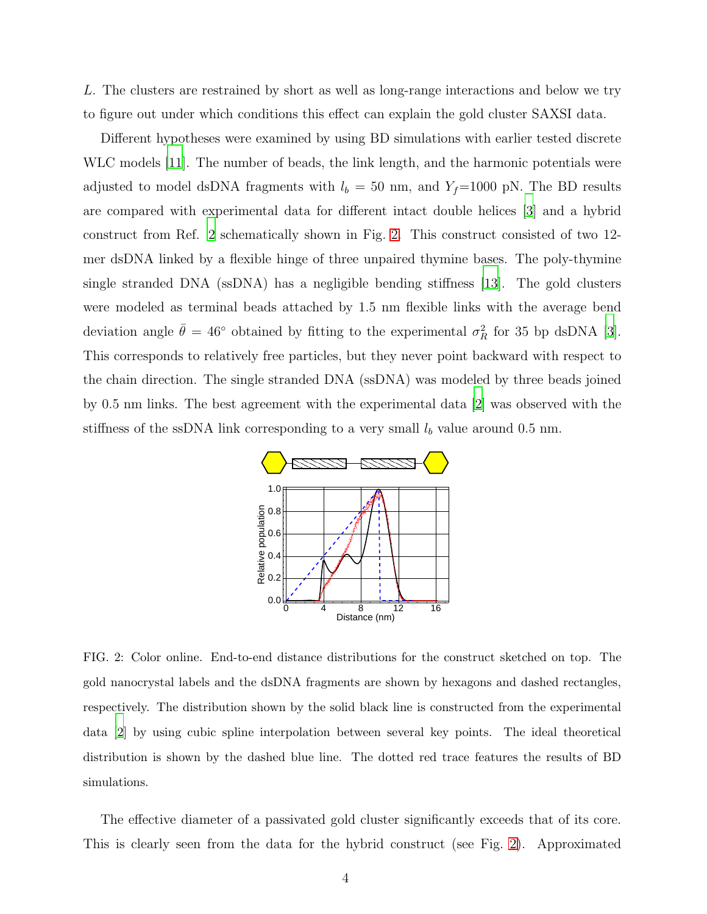L. The clusters are restrained by short as well as long-range interactions and below we try to figure out under which conditions this effect can explain the gold cluster SAXSI data.

Different hypotheses were examined by using BD simulations with earlier tested discrete WLC models [11]. The number of beads, the link length, and the harmonic potentials were adjusted to model dsDNA fragments with $l_b = 50$ nm, and $Y_f$=1000 pN. The BD results are compared with experimental data for different intact double helices [3] and a hybrid construct from Ref. [2] schematically shown in Fig. 2. This construct consisted of two 12-mer dsDNA linked by a flexible hinge of three unpaired thymine bases. The poly-thymine single stranded DNA (ssDNA) has a negligible bending stiffness [13]. The gold clusters were modeled as terminal beads attached by 1.5 nm flexible links with the average bend deviation angle $\bar{\theta} = 46^\circ$ obtained by fitting to the experimental $\sigma_R^2$ for 35 bp dsDNA [3]. This corresponds to relatively free particles, but they never point backward with respect to the chain direction. The single stranded DNA (ssDNA) was modeled by three beads joined by 0.5 nm links. The best agreement with the experimental data [2] was observed with the stiffness of the ssDNA link corresponding to a very small $l_b$ value around 0.5 nm.

FIG. 2: Color online. End-to-end distance distributions for the construct sketched on top. The gold nanocrystal labels and the dsDNA fragments are shown by hexagons and dashed rectangles, respectively. The distribution shown by the solid black line is constructed from the experimental data [2] by using cubic spline interpolation between several key points. The ideal theoretical distribution is shown by the dashed blue line. The dotted red trace features the results of BD simulations.

The effective diameter of a passivated gold cluster significantly exceeds that of its core. This is clearly seen from the data for the hybrid construct (see Fig. 2). Approximated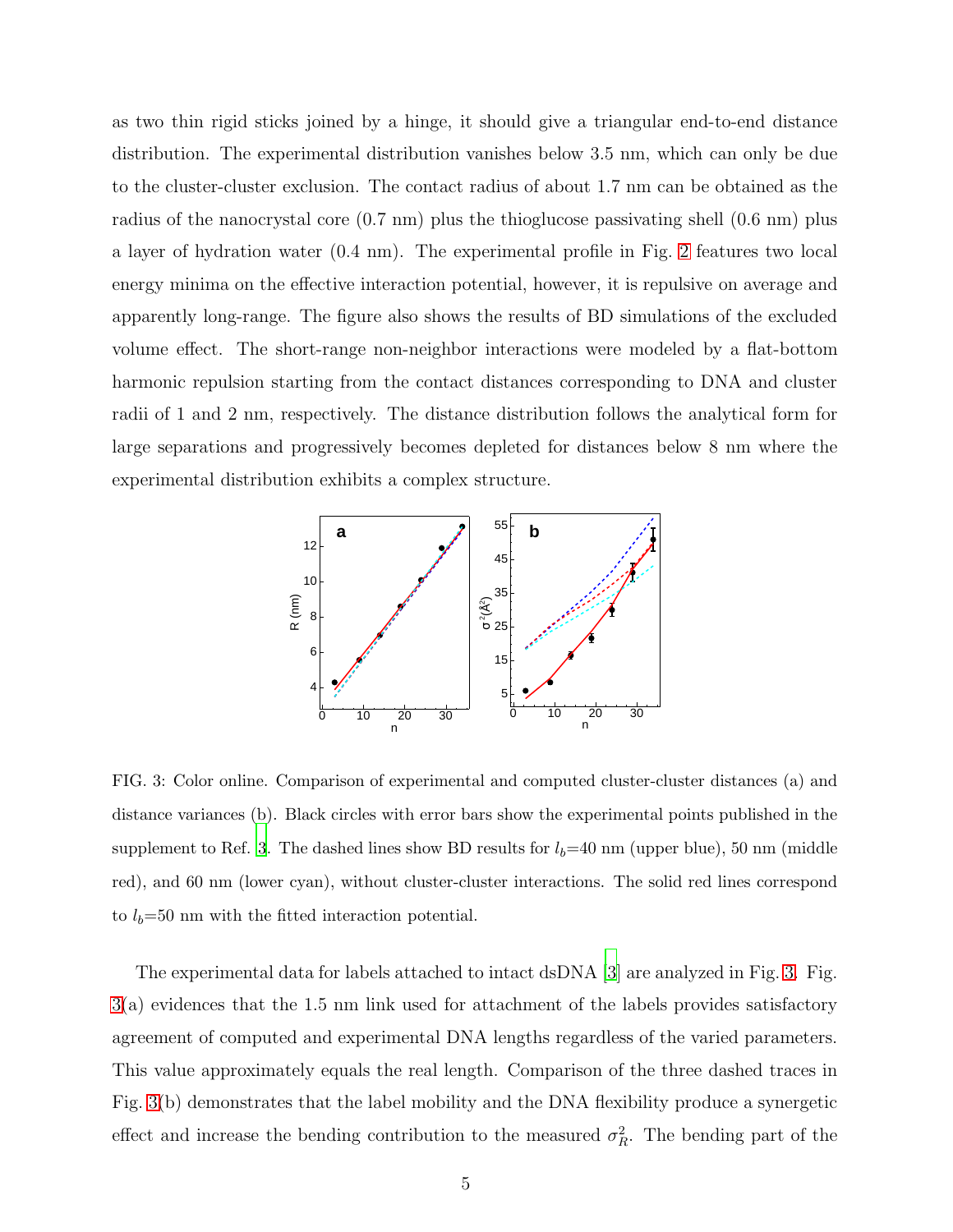as two thin rigid sticks joined by a hinge, it should give a triangular end-to-end distance distribution. The experimental distribution vanishes below 3.5 nm, which can only be due to the cluster-cluster exclusion. The contact radius of about 1.7 nm can be obtained as the radius of the nanocrystal core (0.7 nm) plus the thioglucose passivating shell (0.6 nm) plus a layer of hydration water (0.4 nm). The experimental profile in Fig. 2 features two local energy minima on the effective interaction potential, however, it is repulsive on average and apparently long-range. The figure also shows the results of BD simulations of the excluded volume effect. The short-range non-neighbor interactions were modeled by a flat-bottom harmonic repulsion starting from the contact distances corresponding to DNA and cluster radii of 1 and 2 nm, respectively. The distance distribution follows the analytical form for large separations and progressively becomes depleted for distances below 8 nm where the experimental distribution exhibits a complex structure.

FIG. 3: Color online. Comparison of experimental and computed cluster-cluster distances (a) and distance variances (b). Black circles with error bars show the experimental points published in the supplement to Ref. 3. The dashed lines show BD results for $l_b$=40 nm (upper blue), 50 nm (middle red), and 60 nm (lower cyan), without cluster-cluster interactions. The solid red lines correspond to $l_b$=50 nm with the fitted interaction potential.

The experimental data for labels attached to intact dsDNA [3] are analyzed in Fig. 3. Fig. 3(a) evidences that the 1.5 nm link used for attachment of the labels provides satisfactory agreement of computed and experimental DNA lengths regardless of the varied parameters. This value approximately equals the real length. Comparison of the three dashed traces in Fig. 3(b) demonstrates that the label mobility and the DNA flexibility produce a synergetic effect and increase the bending contribution to the measured $\sigma_R^2$. The bending part of the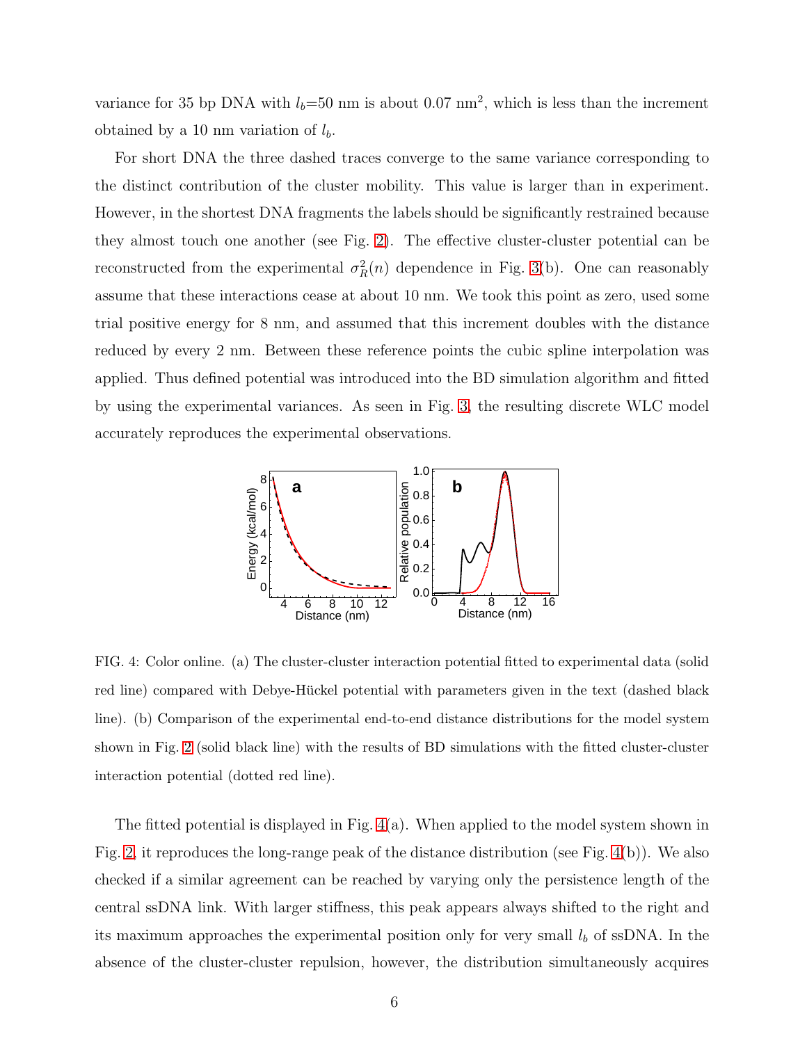variance for 35 bp DNA with $l_b$=50 nm is about 0.07 nm$^2$, which is less than the increment obtained by a 10 nm variation of $l_b$.

For short DNA the three dashed traces converge to the same variance corresponding to the distinct contribution of the cluster mobility. This value is larger than in experiment. However, in the shortest DNA fragments the labels should be significantly restrained because they almost touch one another (see Fig. 2). The effective cluster-cluster potential can be reconstructed from the experimental $\sigma_R^2(n)$ dependence in Fig. 3(b). One can reasonably assume that these interactions cease at about 10 nm. We took this point as zero, used some trial positive energy for 8 nm, and assumed that this increment doubles with the distance reduced by every 2 nm. Between these reference points the cubic spline interpolation was applied. Thus defined potential was introduced into the BD simulation algorithm and fitted by using the experimental variances. As seen in Fig. 3, the resulting discrete WLC model accurately reproduces the experimental observations.

FIG. 4: Color online. (a) The cluster-cluster interaction potential fitted to experimental data (solid red line) compared with Debye-Hückel potential with parameters given in the text (dashed black line). (b) Comparison of the experimental end-to-end distance distributions for the model system shown in Fig. 2 (solid black line) with the results of BD simulations with the fitted cluster-cluster interaction potential (dotted red line).

The fitted potential is displayed in Fig. 4(a). When applied to the model system shown in Fig. 2, it reproduces the long-range peak of the distance distribution (see Fig. 4(b)). We also checked if a similar agreement can be reached by varying only the persistence length of the central ssDNA link. With larger stiffness, this peak appears always shifted to the right and its maximum approaches the experimental position only for very small $l_b$ of ssDNA. In the absence of the cluster-cluster repulsion, however, the distribution simultaneously acquires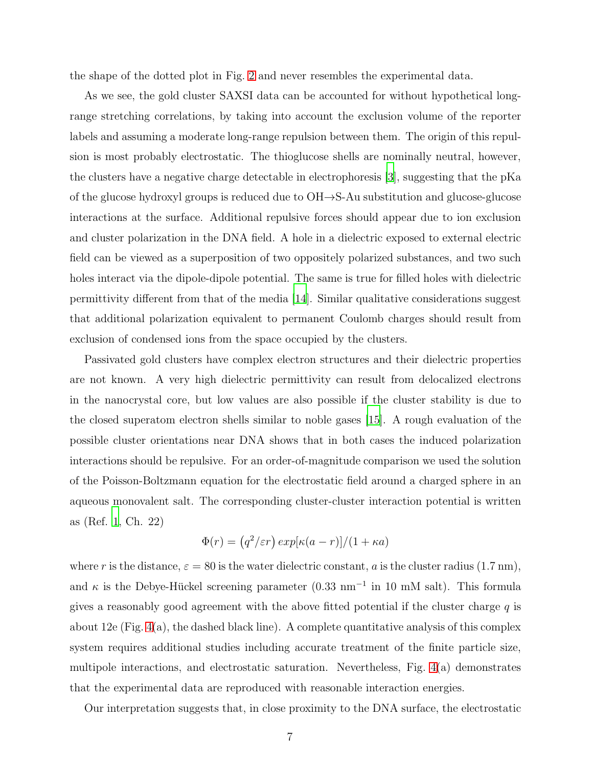the shape of the dotted plot in Fig. 2 and never resembles the experimental data.

As we see, the gold cluster SAXSI data can be accounted for without hypothetical long-range stretching correlations, by taking into account the exclusion volume of the reporter labels and assuming a moderate long-range repulsion between them. The origin of this repulsion is most probably electrostatic. The thioglucose shells are nominally neutral, however, the clusters have a negative charge detectable in electrophoresis [3], suggesting that the pKa of the glucose hydroxyl groups is reduced due to OH→S-Au substitution and glucose-glucose interactions at the surface. Additional repulsive forces should appear due to ion exclusion and cluster polarization in the DNA field. A hole in a dielectric exposed to external electric field can be viewed as a superposition of two oppositely polarized substances, and two such holes interact via the dipole-dipole potential. The same is true for filled holes with dielectric permittivity different from that of the media [14]. Similar qualitative considerations suggest that additional polarization equivalent to permanent Coulomb charges should result from exclusion of condensed ions from the space occupied by the clusters.

Passivated gold clusters have complex electron structures and their dielectric properties are not known. A very high dielectric permittivity can result from delocalized electrons in the nanocrystal core, but low values are also possible if the cluster stability is due to the closed superatom electron shells similar to noble gases [15]. A rough evaluation of the possible cluster orientations near DNA shows that in both cases the induced polarization interactions should be repulsive. For an order-of-magnitude comparison we used the solution of the Poisson-Boltzmann equation for the electrostatic field around a charged sphere in an aqueous monovalent salt. The corresponding cluster-cluster interaction potential is written as (Ref. 1, Ch. 22)

$$\Phi(r) = \left(q^2/\varepsilon r\right) exp[\kappa(a - r)]/(1 + \kappa a)$$

where $r$ is the distance, $\varepsilon = 80$ is the water dielectric constant, $a$ is the cluster radius (1.7 nm), and $\kappa$ is the Debye-Hückel screening parameter (0.33 nm$^{-1}$ in 10 mM salt). This formula gives a reasonably good agreement with the above fitted potential if the cluster charge $q$ is about 12e (Fig. 4(a), the dashed black line). A complete quantitative analysis of this complex system requires additional studies including accurate treatment of the finite particle size, multipole interactions, and electrostatic saturation. Nevertheless, Fig. 4(a) demonstrates that the experimental data are reproduced with reasonable interaction energies.

Our interpretation suggests that, in close proximity to the DNA surface, the electrostatic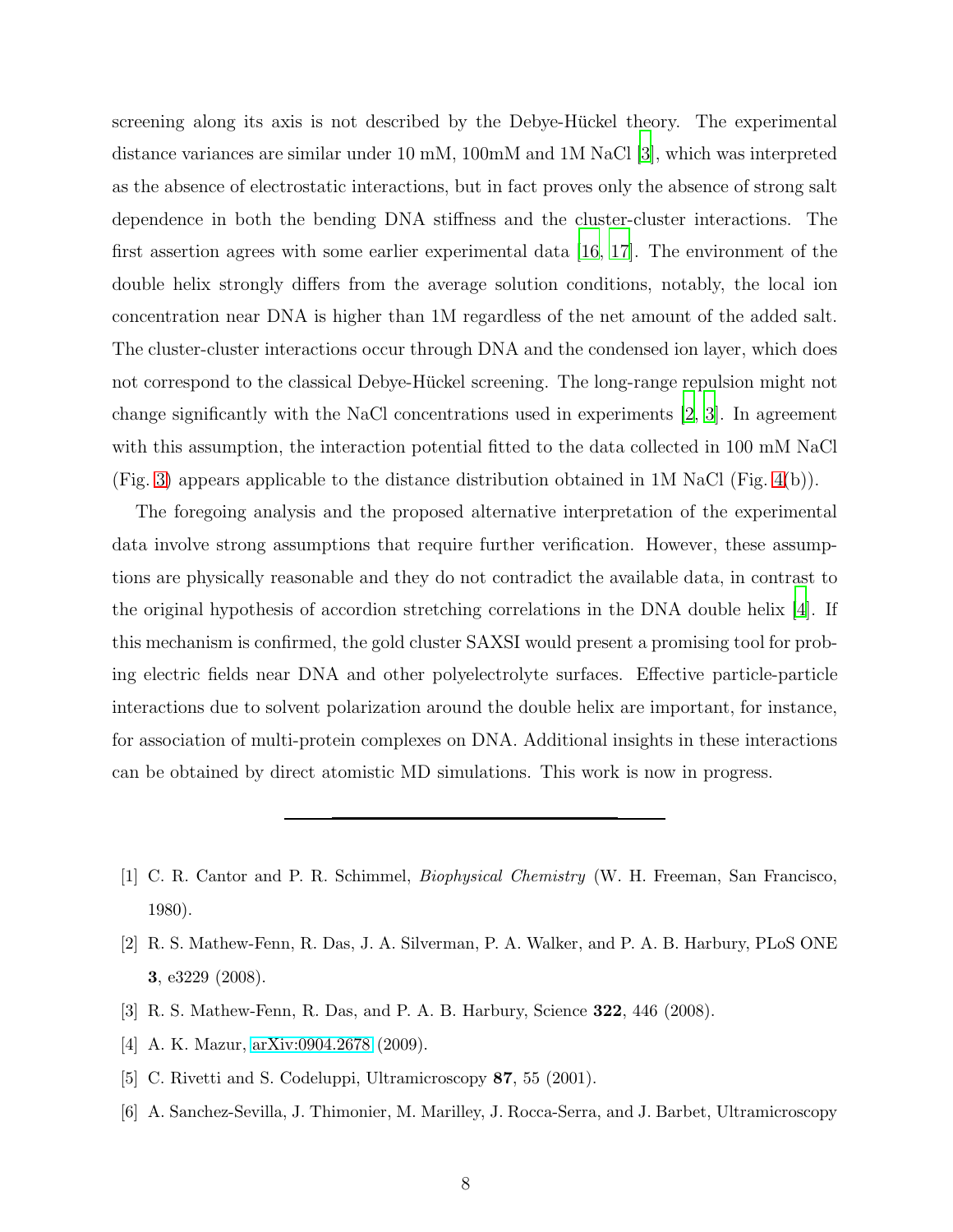screening along its axis is not described by the Debye-Hückel theory. The experimental distance variances are similar under 10 mM, 100mM and 1M NaCl [3], which was interpreted as the absence of electrostatic interactions, but in fact proves only the absence of strong salt dependence in both the bending DNA stiffness and the cluster-cluster interactions. The first assertion agrees with some earlier experimental data [16, 17]. The environment of the double helix strongly differs from the average solution conditions, notably, the local ion concentration near DNA is higher than 1M regardless of the net amount of the added salt. The cluster-cluster interactions occur through DNA and the condensed ion layer, which does not correspond to the classical Debye-Hückel screening. The long-range repulsion might not change significantly with the NaCl concentrations used in experiments [2, 3]. In agreement with this assumption, the interaction potential fitted to the data collected in 100 mM NaCl (Fig. 3) appears applicable to the distance distribution obtained in 1M NaCl (Fig. 4(b)).

The foregoing analysis and the proposed alternative interpretation of the experimental data involve strong assumptions that require further verification. However, these assumptions are physically reasonable and they do not contradict the available data, in contrast to the original hypothesis of accordion stretching correlations in the DNA double helix [4]. If this mechanism is confirmed, the gold cluster SAXSI would present a promising tool for probing electric fields near DNA and other polyelectrolyte surfaces. Effective particle-particle interactions due to solvent polarization around the double helix are important, for instance, for association of multi-protein complexes on DNA. Additional insights in these interactions can be obtained by direct atomistic MD simulations. This work is now in progress.

---

[1] C. R. Cantor and P. R. Schimmel, *Biophysical Chemistry* (W. H. Freeman, San Francisco, 1980).

[2] R. S. Mathew-Fenn, R. Das, J. A. Silverman, P. A. Walker, and P. A. B. Harbury, PLoS ONE **3**, e3229 (2008).

[3] R. S. Mathew-Fenn, R. Das, and P. A. B. Harbury, Science **322**, 446 (2008).

[4] A. K. Mazur, arXiv:0904.2678 (2009).

[5] C. Rivetti and S. Codeluppi, Ultramicroscopy **87**, 55 (2001).

[6] A. Sanchez-Sevilla, J. Thimonier, M. Marilley, J. Rocca-Serra, and J. Barbet, Ultramicroscopy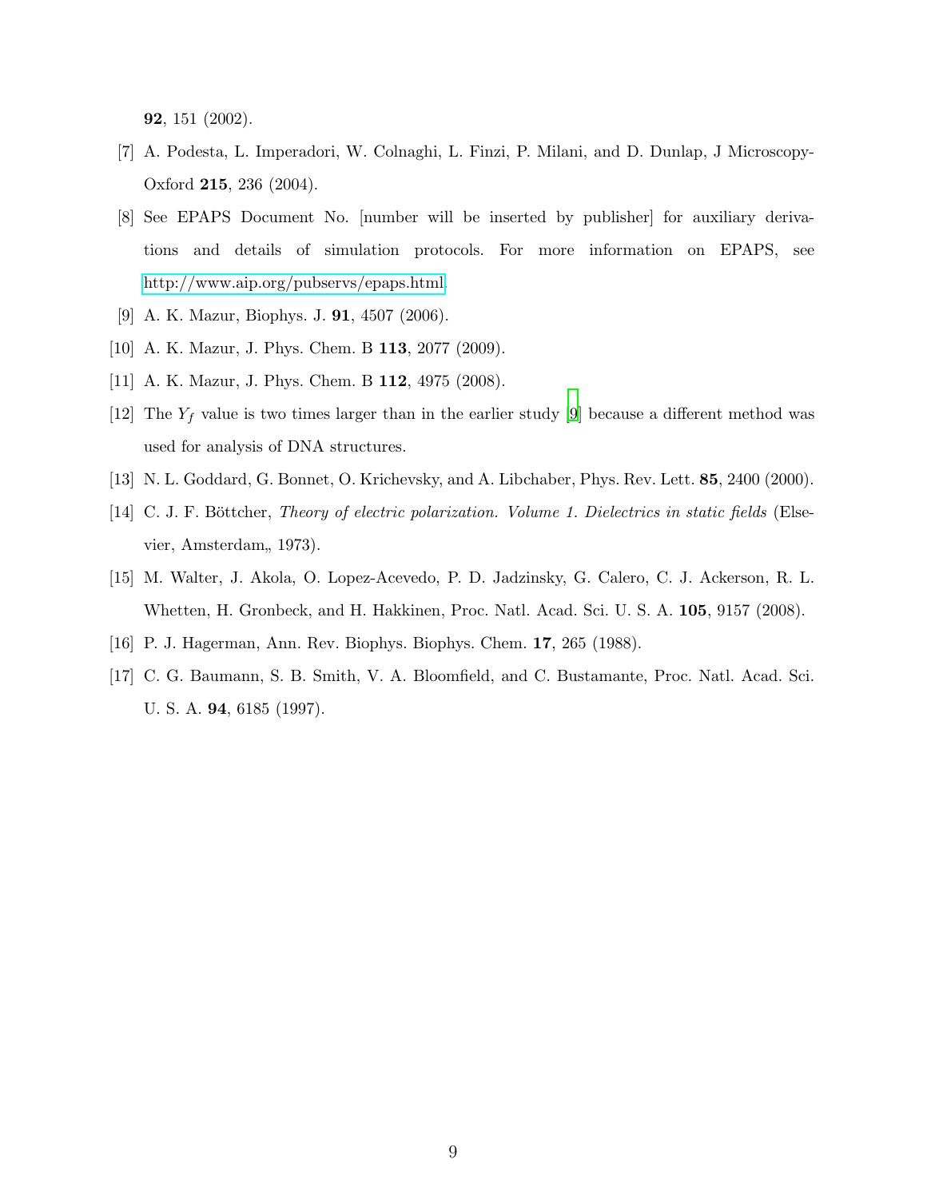**92**, 151 (2002).

[7] A. Podesta, L. Imperadori, W. Colnaghi, L. Finzi, P. Milani, and D. Dunlap, J Microscopy-Oxford **215**, 236 (2004).

[8] See EPAPS Document No. [number will be inserted by publisher] for auxiliary derivations and details of simulation protocols. For more information on EPAPS, see http://www.aip.org/pubservs/epaps.html.

[9] A. K. Mazur, Biophys. J. **91**, 4507 (2006).

[10] A. K. Mazur, J. Phys. Chem. B **113**, 2077 (2009).

[11] A. K. Mazur, J. Phys. Chem. B **112**, 4975 (2008).

[12] The $Y_f$ value is two times larger than in the earlier study [9] because a different method was used for analysis of DNA structures.

[13] N. L. Goddard, G. Bonnet, O. Krichevsky, and A. Libchaber, Phys. Rev. Lett. **85**, 2400 (2000).

[14] C. J. F. Böttcher, *Theory of electric polarization. Volume 1. Dielectrics in static fields* (Elsevier, Amsterdam,, 1973).

[15] M. Walter, J. Akola, O. Lopez-Acevedo, P. D. Jadzinsky, G. Calero, C. J. Ackerson, R. L. Whetten, H. Gronbeck, and H. Hakkinen, Proc. Natl. Acad. Sci. U. S. A. **105**, 9157 (2008).

[16] P. J. Hagerman, Ann. Rev. Biophys. Biophys. Chem. **17**, 265 (1988).

[17] C. G. Baumann, S. B. Smith, V. A. Bloomfield, and C. Bustamante, Proc. Natl. Acad. Sci. U. S. A. **94**, 6185 (1997).